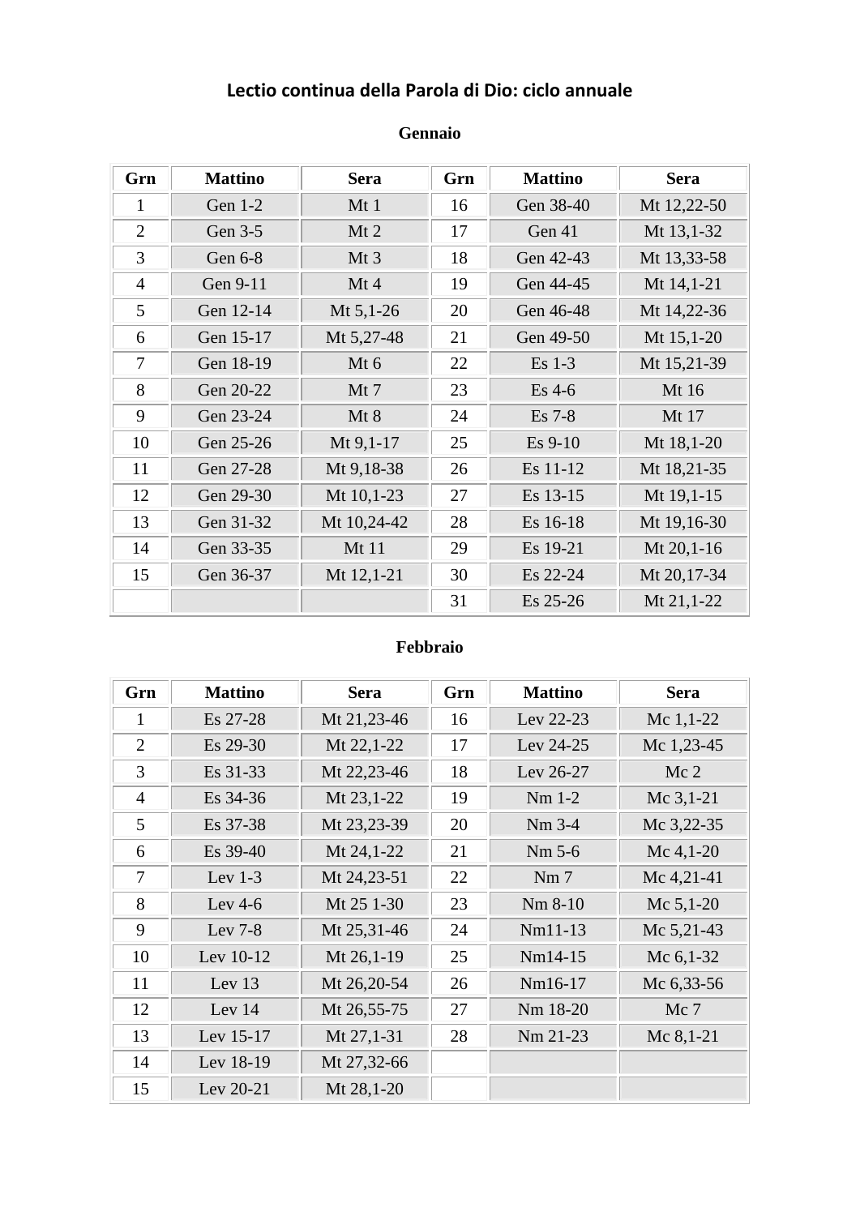# Lectio continua della Parola di Dio: ciclo annuale

## Gennaio

| Grn | Mattino | Sera | Grn | Mattino | Sera |
|---|---|---|---|---|---|
| 1 | Gen 1-2 | Mt 1 | 16 | Gen 38-40 | Mt 12,22-50 |
| 2 | Gen 3-5 | Mt 2 | 17 | Gen 41 | Mt 13,1-32 |
| 3 | Gen 6-8 | Mt 3 | 18 | Gen 42-43 | Mt 13,33-58 |
| 4 | Gen 9-11 | Mt 4 | 19 | Gen 44-45 | Mt 14,1-21 |
| 5 | Gen 12-14 | Mt 5,1-26 | 20 | Gen 46-48 | Mt 14,22-36 |
| 6 | Gen 15-17 | Mt 5,27-48 | 21 | Gen 49-50 | Mt 15,1-20 |
| 7 | Gen 18-19 | Mt 6 | 22 | Es 1-3 | Mt 15,21-39 |
| 8 | Gen 20-22 | Mt 7 | 23 | Es 4-6 | Mt 16 |
| 9 | Gen 23-24 | Mt 8 | 24 | Es 7-8 | Mt 17 |
| 10 | Gen 25-26 | Mt 9,1-17 | 25 | Es 9-10 | Mt 18,1-20 |
| 11 | Gen 27-28 | Mt 9,18-38 | 26 | Es 11-12 | Mt 18,21-35 |
| 12 | Gen 29-30 | Mt 10,1-23 | 27 | Es 13-15 | Mt 19,1-15 |
| 13 | Gen 31-32 | Mt 10,24-42 | 28 | Es 16-18 | Mt 19,16-30 |
| 14 | Gen 33-35 | Mt 11 | 29 | Es 19-21 | Mt 20,1-16 |
| 15 | Gen 36-37 | Mt 12,1-21 | 30 | Es 22-24 | Mt 20,17-34 |
| | | | 31 | Es 25-26 | Mt 21,1-22 |

## Febbraio

| Grn | Mattino | Sera | Grn | Mattino | Sera |
|---|---|---|---|---|---|
| 1 | Es 27-28 | Mt 21,23-46 | 16 | Lev 22-23 | Mc 1,1-22 |
| 2 | Es 29-30 | Mt 22,1-22 | 17 | Lev 24-25 | Mc 1,23-45 |
| 3 | Es 31-33 | Mt 22,23-46 | 18 | Lev 26-27 | Mc 2 |
| 4 | Es 34-36 | Mt 23,1-22 | 19 | Nm 1-2 | Mc 3,1-21 |
| 5 | Es 37-38 | Mt 23,23-39 | 20 | Nm 3-4 | Mc 3,22-35 |
| 6 | Es 39-40 | Mt 24,1-22 | 21 | Nm 5-6 | Mc 4,1-20 |
| 7 | Lev 1-3 | Mt 24,23-51 | 22 | Nm 7 | Mc 4,21-41 |
| 8 | Lev 4-6 | Mt 25 1-30 | 23 | Nm 8-10 | Mc 5,1-20 |
| 9 | Lev 7-8 | Mt 25,31-46 | 24 | Nm11-13 | Mc 5,21-43 |
| 10 | Lev 10-12 | Mt 26,1-19 | 25 | Nm14-15 | Mc 6,1-32 |
| 11 | Lev 13 | Mt 26,20-54 | 26 | Nm16-17 | Mc 6,33-56 |
| 12 | Lev 14 | Mt 26,55-75 | 27 | Nm 18-20 | Mc 7 |
| 13 | Lev 15-17 | Mt 27,1-31 | 28 | Nm 21-23 | Mc 8,1-21 |
| 14 | Lev 18-19 | Mt 27,32-66 | | | |
| 15 | Lev 20-21 | Mt 28,1-20 | | | |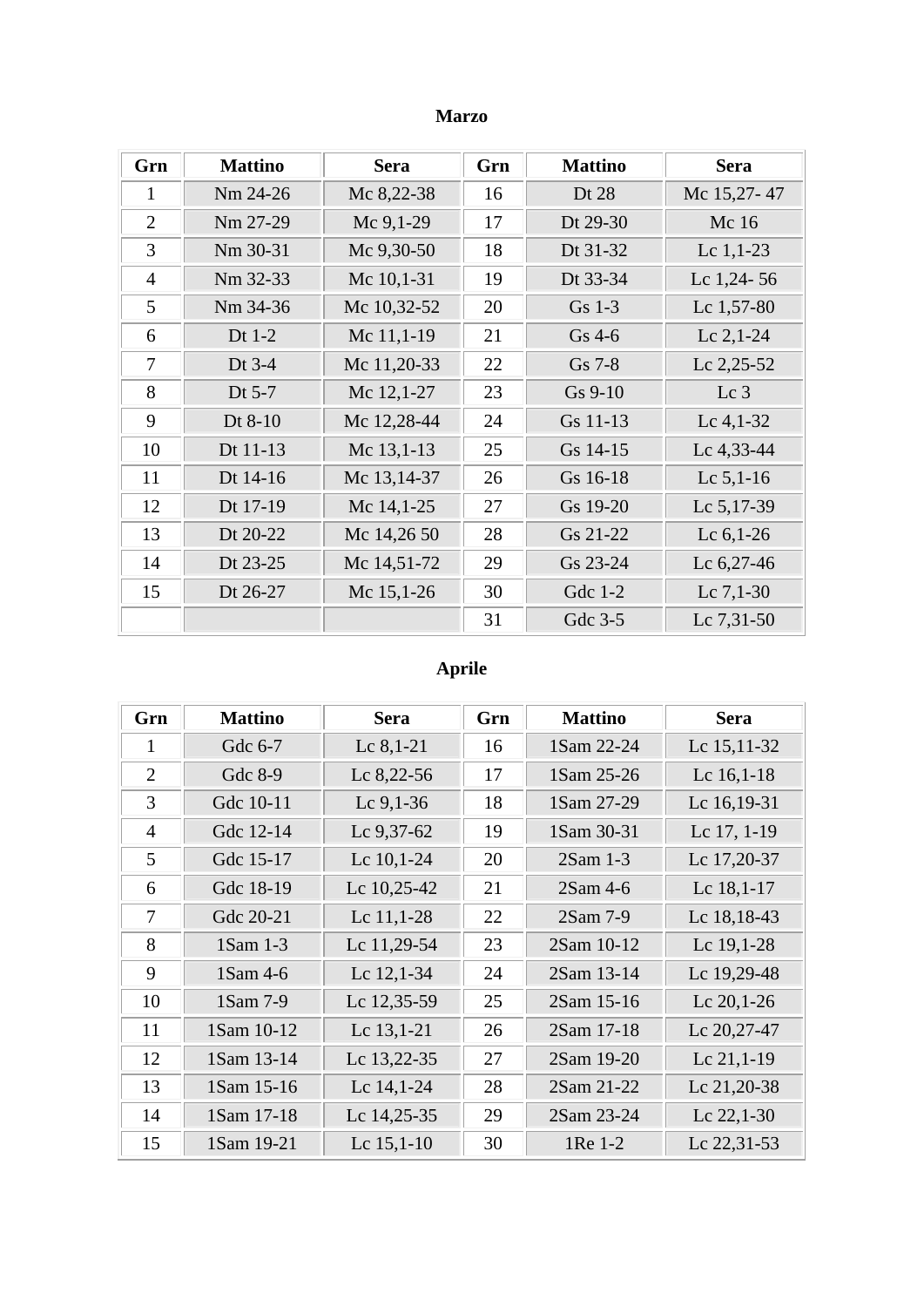## Marzo

| Grn | Mattino | Sera | Grn | Mattino | Sera |
|---|---|---|---|---|---|
| 1 | Nm 24-26 | Mc 8,22-38 | 16 | Dt 28 | Mc 15,27- 47 |
| 2 | Nm 27-29 | Mc 9,1-29 | 17 | Dt 29-30 | Mc 16 |
| 3 | Nm 30-31 | Mc 9,30-50 | 18 | Dt 31-32 | Lc 1,1-23 |
| 4 | Nm 32-33 | Mc 10,1-31 | 19 | Dt 33-34 | Lc 1,24- 56 |
| 5 | Nm 34-36 | Mc 10,32-52 | 20 | Gs 1-3 | Lc 1,57-80 |
| 6 | Dt 1-2 | Mc 11,1-19 | 21 | Gs 4-6 | Lc 2,1-24 |
| 7 | Dt 3-4 | Mc 11,20-33 | 22 | Gs 7-8 | Lc 2,25-52 |
| 8 | Dt 5-7 | Mc 12,1-27 | 23 | Gs 9-10 | Lc 3 |
| 9 | Dt 8-10 | Mc 12,28-44 | 24 | Gs 11-13 | Lc 4,1-32 |
| 10 | Dt 11-13 | Mc 13,1-13 | 25 | Gs 14-15 | Lc 4,33-44 |
| 11 | Dt 14-16 | Mc 13,14-37 | 26 | Gs 16-18 | Lc 5,1-16 |
| 12 | Dt 17-19 | Mc 14,1-25 | 27 | Gs 19-20 | Lc 5,17-39 |
| 13 | Dt 20-22 | Mc 14,26 50 | 28 | Gs 21-22 | Lc 6,1-26 |
| 14 | Dt 23-25 | Mc 14,51-72 | 29 | Gs 23-24 | Lc 6,27-46 |
| 15 | Dt 26-27 | Mc 15,1-26 | 30 | Gdc 1-2 | Lc 7,1-30 |
| | | | 31 | Gdc 3-5 | Lc 7,31-50 |

## Aprile

| Grn | Mattino | Sera | Grn | Mattino | Sera |
|---|---|---|---|---|---|
| 1 | Gdc 6-7 | Lc 8,1-21 | 16 | 1Sam 22-24 | Lc 15,11-32 |
| 2 | Gdc 8-9 | Lc 8,22-56 | 17 | 1Sam 25-26 | Lc 16,1-18 |
| 3 | Gdc 10-11 | Lc 9,1-36 | 18 | 1Sam 27-29 | Lc 16,19-31 |
| 4 | Gdc 12-14 | Lc 9,37-62 | 19 | 1Sam 30-31 | Lc 17, 1-19 |
| 5 | Gdc 15-17 | Lc 10,1-24 | 20 | 2Sam 1-3 | Lc 17,20-37 |
| 6 | Gdc 18-19 | Lc 10,25-42 | 21 | 2Sam 4-6 | Lc 18,1-17 |
| 7 | Gdc 20-21 | Lc 11,1-28 | 22 | 2Sam 7-9 | Lc 18,18-43 |
| 8 | 1Sam 1-3 | Lc 11,29-54 | 23 | 2Sam 10-12 | Lc 19,1-28 |
| 9 | 1Sam 4-6 | Lc 12,1-34 | 24 | 2Sam 13-14 | Lc 19,29-48 |
| 10 | 1Sam 7-9 | Lc 12,35-59 | 25 | 2Sam 15-16 | Lc 20,1-26 |
| 11 | 1Sam 10-12 | Lc 13,1-21 | 26 | 2Sam 17-18 | Lc 20,27-47 |
| 12 | 1Sam 13-14 | Lc 13,22-35 | 27 | 2Sam 19-20 | Lc 21,1-19 |
| 13 | 1Sam 15-16 | Lc 14,1-24 | 28 | 2Sam 21-22 | Lc 21,20-38 |
| 14 | 1Sam 17-18 | Lc 14,25-35 | 29 | 2Sam 23-24 | Lc 22,1-30 |
| 15 | 1Sam 19-21 | Lc 15,1-10 | 30 | 1Re 1-2 | Lc 22,31-53 |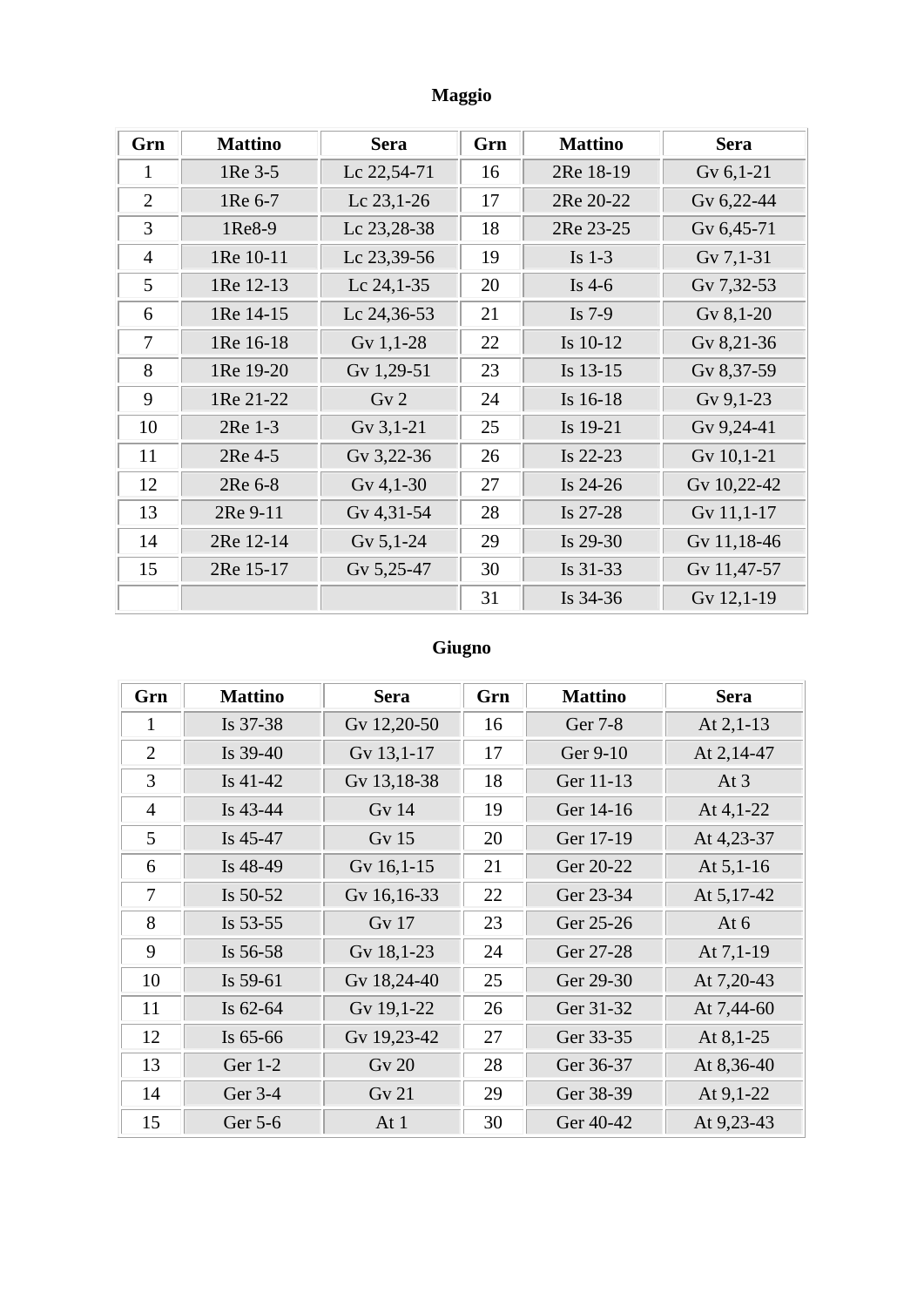## Maggio

| Grn | Mattino | Sera | Grn | Mattino | Sera |
|---|---|---|---|---|---|
| 1 | 1Re 3-5 | Lc 22,54-71 | 16 | 2Re 18-19 | Gv 6,1-21 |
| 2 | 1Re 6-7 | Lc 23,1-26 | 17 | 2Re 20-22 | Gv 6,22-44 |
| 3 | 1Re8-9 | Lc 23,28-38 | 18 | 2Re 23-25 | Gv 6,45-71 |
| 4 | 1Re 10-11 | Lc 23,39-56 | 19 | Is 1-3 | Gv 7,1-31 |
| 5 | 1Re 12-13 | Lc 24,1-35 | 20 | Is 4-6 | Gv 7,32-53 |
| 6 | 1Re 14-15 | Lc 24,36-53 | 21 | Is 7-9 | Gv 8,1-20 |
| 7 | 1Re 16-18 | Gv 1,1-28 | 22 | Is 10-12 | Gv 8,21-36 |
| 8 | 1Re 19-20 | Gv 1,29-51 | 23 | Is 13-15 | Gv 8,37-59 |
| 9 | 1Re 21-22 | Gv 2 | 24 | Is 16-18 | Gv 9,1-23 |
| 10 | 2Re 1-3 | Gv 3,1-21 | 25 | Is 19-21 | Gv 9,24-41 |
| 11 | 2Re 4-5 | Gv 3,22-36 | 26 | Is 22-23 | Gv 10,1-21 |
| 12 | 2Re 6-8 | Gv 4,1-30 | 27 | Is 24-26 | Gv 10,22-42 |
| 13 | 2Re 9-11 | Gv 4,31-54 | 28 | Is 27-28 | Gv 11,1-17 |
| 14 | 2Re 12-14 | Gv 5,1-24 | 29 | Is 29-30 | Gv 11,18-46 |
| 15 | 2Re 15-17 | Gv 5,25-47 | 30 | Is 31-33 | Gv 11,47-57 |
| | | | 31 | Is 34-36 | Gv 12,1-19 |

## Giugno

| Grn | Mattino | Sera | Grn | Mattino | Sera |
|---|---|---|---|---|---|
| 1 | Is 37-38 | Gv 12,20-50 | 16 | Ger 7-8 | At 2,1-13 |
| 2 | Is 39-40 | Gv 13,1-17 | 17 | Ger 9-10 | At 2,14-47 |
| 3 | Is 41-42 | Gv 13,18-38 | 18 | Ger 11-13 | At 3 |
| 4 | Is 43-44 | Gv 14 | 19 | Ger 14-16 | At 4,1-22 |
| 5 | Is 45-47 | Gv 15 | 20 | Ger 17-19 | At 4,23-37 |
| 6 | Is 48-49 | Gv 16,1-15 | 21 | Ger 20-22 | At 5,1-16 |
| 7 | Is 50-52 | Gv 16,16-33 | 22 | Ger 23-34 | At 5,17-42 |
| 8 | Is 53-55 | Gv 17 | 23 | Ger 25-26 | At 6 |
| 9 | Is 56-58 | Gv 18,1-23 | 24 | Ger 27-28 | At 7,1-19 |
| 10 | Is 59-61 | Gv 18,24-40 | 25 | Ger 29-30 | At 7,20-43 |
| 11 | Is 62-64 | Gv 19,1-22 | 26 | Ger 31-32 | At 7,44-60 |
| 12 | Is 65-66 | Gv 19,23-42 | 27 | Ger 33-35 | At 8,1-25 |
| 13 | Ger 1-2 | Gv 20 | 28 | Ger 36-37 | At 8,36-40 |
| 14 | Ger 3-4 | Gv 21 | 29 | Ger 38-39 | At 9,1-22 |
| 15 | Ger 5-6 | At 1 | 30 | Ger 40-42 | At 9,23-43 |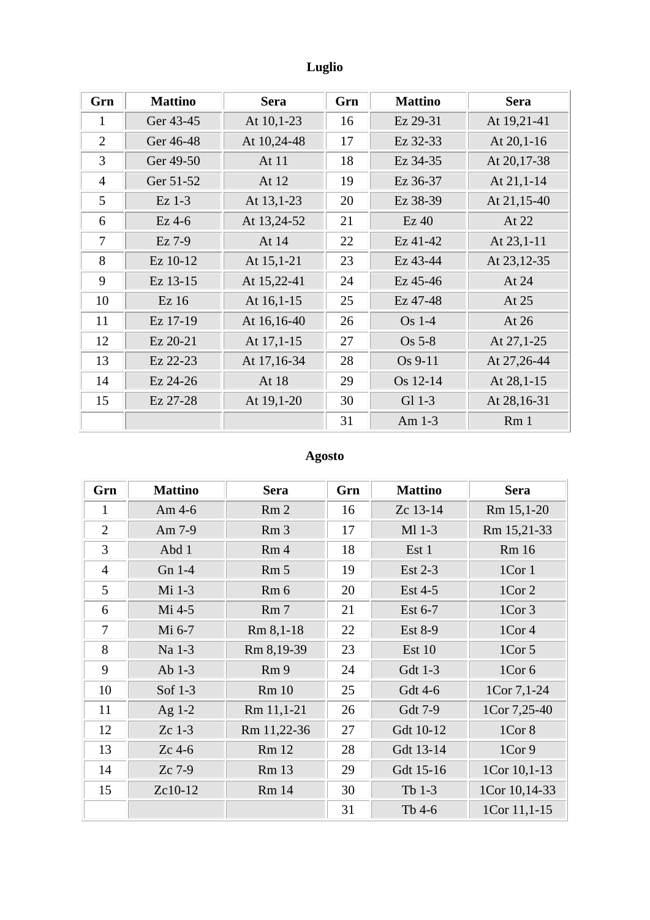## Luglio

| Grn | Mattino | Sera | Grn | Mattino | Sera |
|---|---|---|---|---|---|
| 1 | Ger 43-45 | At 10,1-23 | 16 | Ez 29-31 | At 19,21-41 |
| 2 | Ger 46-48 | At 10,24-48 | 17 | Ez 32-33 | At 20,1-16 |
| 3 | Ger 49-50 | At 11 | 18 | Ez 34-35 | At 20,17-38 |
| 4 | Ger 51-52 | At 12 | 19 | Ez 36-37 | At 21,1-14 |
| 5 | Ez 1-3 | At 13,1-23 | 20 | Ez 38-39 | At 21,15-40 |
| 6 | Ez 4-6 | At 13,24-52 | 21 | Ez 40 | At 22 |
| 7 | Ez 7-9 | At 14 | 22 | Ez 41-42 | At 23,1-11 |
| 8 | Ez 10-12 | At 15,1-21 | 23 | Ez 43-44 | At 23,12-35 |
| 9 | Ez 13-15 | At 15,22-41 | 24 | Ez 45-46 | At 24 |
| 10 | Ez 16 | At 16,1-15 | 25 | Ez 47-48 | At 25 |
| 11 | Ez 17-19 | At 16,16-40 | 26 | Os 1-4 | At 26 |
| 12 | Ez 20-21 | At 17,1-15 | 27 | Os 5-8 | At 27,1-25 |
| 13 | Ez 22-23 | At 17,16-34 | 28 | Os 9-11 | At 27,26-44 |
| 14 | Ez 24-26 | At 18 | 29 | Os 12-14 | At 28,1-15 |
| 15 | Ez 27-28 | At 19,1-20 | 30 | Gl 1-3 | At 28,16-31 |
| | | | 31 | Am 1-3 | Rm 1 |

## Agosto

| Grn | Mattino | Sera | Grn | Mattino | Sera |
|---|---|---|---|---|---|
| 1 | Am 4-6 | Rm 2 | 16 | Zc 13-14 | Rm 15,1-20 |
| 2 | Am 7-9 | Rm 3 | 17 | Ml 1-3 | Rm 15,21-33 |
| 3 | Abd 1 | Rm 4 | 18 | Est 1 | Rm 16 |
| 4 | Gn 1-4 | Rm 5 | 19 | Est 2-3 | 1Cor 1 |
| 5 | Mi 1-3 | Rm 6 | 20 | Est 4-5 | 1Cor 2 |
| 6 | Mi 4-5 | Rm 7 | 21 | Est 6-7 | 1Cor 3 |
| 7 | Mi 6-7 | Rm 8,1-18 | 22 | Est 8-9 | 1Cor 4 |
| 8 | Na 1-3 | Rm 8,19-39 | 23 | Est 10 | 1Cor 5 |
| 9 | Ab 1-3 | Rm 9 | 24 | Gdt 1-3 | 1Cor 6 |
| 10 | Sof 1-3 | Rm 10 | 25 | Gdt 4-6 | 1Cor 7,1-24 |
| 11 | Ag 1-2 | Rm 11,1-21 | 26 | Gdt 7-9 | 1Cor 7,25-40 |
| 12 | Zc 1-3 | Rm 11,22-36 | 27 | Gdt 10-12 | 1Cor 8 |
| 13 | Zc 4-6 | Rm 12 | 28 | Gdt 13-14 | 1Cor 9 |
| 14 | Zc 7-9 | Rm 13 | 29 | Gdt 15-16 | 1Cor 10,1-13 |
| 15 | Zc10-12 | Rm 14 | 30 | Tb 1-3 | 1Cor 10,14-33 |
| | | | 31 | Tb 4-6 | 1Cor 11,1-15 |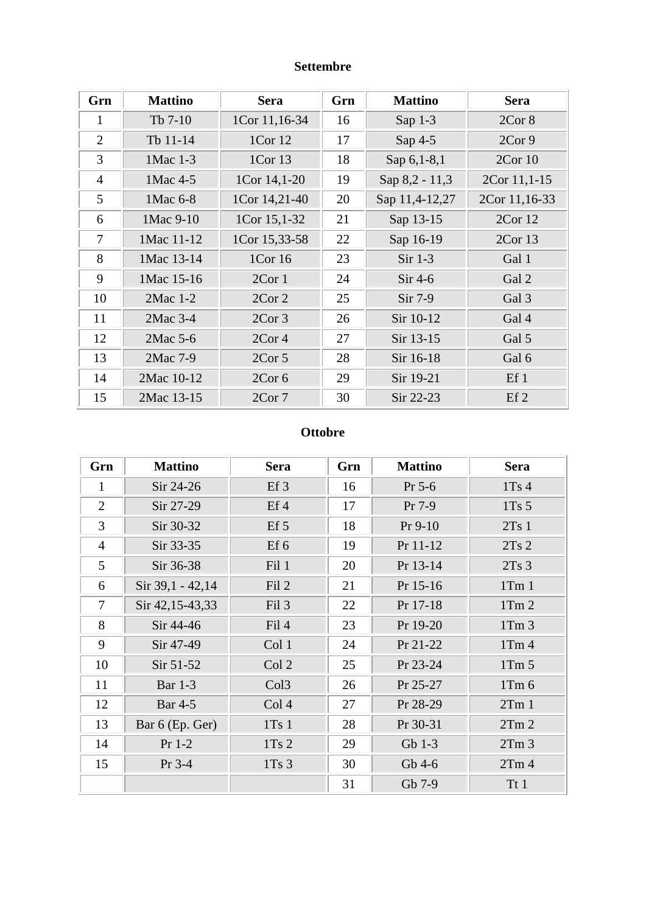**Settembre**

| Grn | Mattino | Sera | Grn | Mattino | Sera |
|---|---|---|---|---|---|
| 1 | Tb 7-10 | 1Cor 11,16-34 | 16 | Sap 1-3 | 2Cor 8 |
| 2 | Tb 11-14 | 1Cor 12 | 17 | Sap 4-5 | 2Cor 9 |
| 3 | 1Mac 1-3 | 1Cor 13 | 18 | Sap 6,1-8,1 | 2Cor 10 |
| 4 | 1Mac 4-5 | 1Cor 14,1-20 | 19 | Sap 8,2 - 11,3 | 2Cor 11,1-15 |
| 5 | 1Mac 6-8 | 1Cor 14,21-40 | 20 | Sap 11,4-12,27 | 2Cor 11,16-33 |
| 6 | 1Mac 9-10 | 1Cor 15,1-32 | 21 | Sap 13-15 | 2Cor 12 |
| 7 | 1Mac 11-12 | 1Cor 15,33-58 | 22 | Sap 16-19 | 2Cor 13 |
| 8 | 1Mac 13-14 | 1Cor 16 | 23 | Sir 1-3 | Gal 1 |
| 9 | 1Mac 15-16 | 2Cor 1 | 24 | Sir 4-6 | Gal 2 |
| 10 | 2Mac 1-2 | 2Cor 2 | 25 | Sir 7-9 | Gal 3 |
| 11 | 2Mac 3-4 | 2Cor 3 | 26 | Sir 10-12 | Gal 4 |
| 12 | 2Mac 5-6 | 2Cor 4 | 27 | Sir 13-15 | Gal 5 |
| 13 | 2Mac 7-9 | 2Cor 5 | 28 | Sir 16-18 | Gal 6 |
| 14 | 2Mac 10-12 | 2Cor 6 | 29 | Sir 19-21 | Ef 1 |
| 15 | 2Mac 13-15 | 2Cor 7 | 30 | Sir 22-23 | Ef 2 |

**Ottobre**

| Grn | Mattino | Sera | Grn | Mattino | Sera |
|---|---|---|---|---|---|
| 1 | Sir 24-26 | Ef 3 | 16 | Pr 5-6 | 1Ts 4 |
| 2 | Sir 27-29 | Ef 4 | 17 | Pr 7-9 | 1Ts 5 |
| 3 | Sir 30-32 | Ef 5 | 18 | Pr 9-10 | 2Ts 1 |
| 4 | Sir 33-35 | Ef 6 | 19 | Pr 11-12 | 2Ts 2 |
| 5 | Sir 36-38 | Fil 1 | 20 | Pr 13-14 | 2Ts 3 |
| 6 | Sir 39,1 - 42,14 | Fil 2 | 21 | Pr 15-16 | 1Tm 1 |
| 7 | Sir 42,15-43,33 | Fil 3 | 22 | Pr 17-18 | 1Tm 2 |
| 8 | Sir 44-46 | Fil 4 | 23 | Pr 19-20 | 1Tm 3 |
| 9 | Sir 47-49 | Col 1 | 24 | Pr 21-22 | 1Tm 4 |
| 10 | Sir 51-52 | Col 2 | 25 | Pr 23-24 | 1Tm 5 |
| 11 | Bar 1-3 | Col3 | 26 | Pr 25-27 | 1Tm 6 |
| 12 | Bar 4-5 | Col 4 | 27 | Pr 28-29 | 2Tm 1 |
| 13 | Bar 6 (Ep. Ger) | 1Ts 1 | 28 | Pr 30-31 | 2Tm 2 |
| 14 | Pr 1-2 | 1Ts 2 | 29 | Gb 1-3 | 2Tm 3 |
| 15 | Pr 3-4 | 1Ts 3 | 30 | Gb 4-6 | 2Tm 4 |
| | | | 31 | Gb 7-9 | Tt 1 |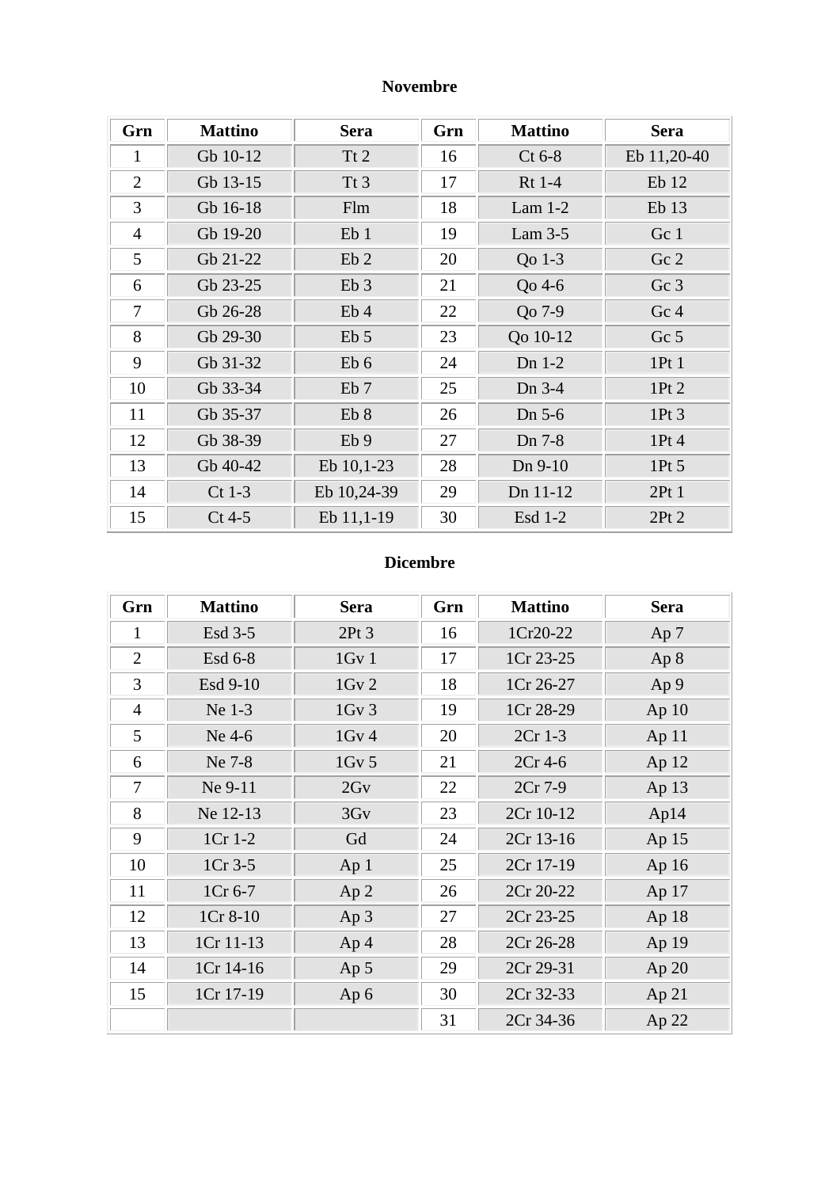**Novembre**

| Grn | Mattino | Sera | Grn | Mattino | Sera |
|---|---|---|---|---|---|
| 1 | Gb 10-12 | Tt 2 | 16 | Ct 6-8 | Eb 11,20-40 |
| 2 | Gb 13-15 | Tt 3 | 17 | Rt 1-4 | Eb 12 |
| 3 | Gb 16-18 | Flm | 18 | Lam 1-2 | Eb 13 |
| 4 | Gb 19-20 | Eb 1 | 19 | Lam 3-5 | Gc 1 |
| 5 | Gb 21-22 | Eb 2 | 20 | Qo 1-3 | Gc 2 |
| 6 | Gb 23-25 | Eb 3 | 21 | Qo 4-6 | Gc 3 |
| 7 | Gb 26-28 | Eb 4 | 22 | Qo 7-9 | Gc 4 |
| 8 | Gb 29-30 | Eb 5 | 23 | Qo 10-12 | Gc 5 |
| 9 | Gb 31-32 | Eb 6 | 24 | Dn 1-2 | 1Pt 1 |
| 10 | Gb 33-34 | Eb 7 | 25 | Dn 3-4 | 1Pt 2 |
| 11 | Gb 35-37 | Eb 8 | 26 | Dn 5-6 | 1Pt 3 |
| 12 | Gb 38-39 | Eb 9 | 27 | Dn 7-8 | 1Pt 4 |
| 13 | Gb 40-42 | Eb 10,1-23 | 28 | Dn 9-10 | 1Pt 5 |
| 14 | Ct 1-3 | Eb 10,24-39 | 29 | Dn 11-12 | 2Pt 1 |
| 15 | Ct 4-5 | Eb 11,1-19 | 30 | Esd 1-2 | 2Pt 2 |

**Dicembre**

| Grn | Mattino | Sera | Grn | Mattino | Sera |
|---|---|---|---|---|---|
| 1 | Esd 3-5 | 2Pt 3 | 16 | 1Cr20-22 | Ap 7 |
| 2 | Esd 6-8 | 1Gv 1 | 17 | 1Cr 23-25 | Ap 8 |
| 3 | Esd 9-10 | 1Gv 2 | 18 | 1Cr 26-27 | Ap 9 |
| 4 | Ne 1-3 | 1Gv 3 | 19 | 1Cr 28-29 | Ap 10 |
| 5 | Ne 4-6 | 1Gv 4 | 20 | 2Cr 1-3 | Ap 11 |
| 6 | Ne 7-8 | 1Gv 5 | 21 | 2Cr 4-6 | Ap 12 |
| 7 | Ne 9-11 | 2Gv | 22 | 2Cr 7-9 | Ap 13 |
| 8 | Ne 12-13 | 3Gv | 23 | 2Cr 10-12 | Ap14 |
| 9 | 1Cr 1-2 | Gd | 24 | 2Cr 13-16 | Ap 15 |
| 10 | 1Cr 3-5 | Ap 1 | 25 | 2Cr 17-19 | Ap 16 |
| 11 | 1Cr 6-7 | Ap 2 | 26 | 2Cr 20-22 | Ap 17 |
| 12 | 1Cr 8-10 | Ap 3 | 27 | 2Cr 23-25 | Ap 18 |
| 13 | 1Cr 11-13 | Ap 4 | 28 | 2Cr 26-28 | Ap 19 |
| 14 | 1Cr 14-16 | Ap 5 | 29 | 2Cr 29-31 | Ap 20 |
| 15 | 1Cr 17-19 | Ap 6 | 30 | 2Cr 32-33 | Ap 21 |
| | | | 31 | 2Cr 34-36 | Ap 22 |